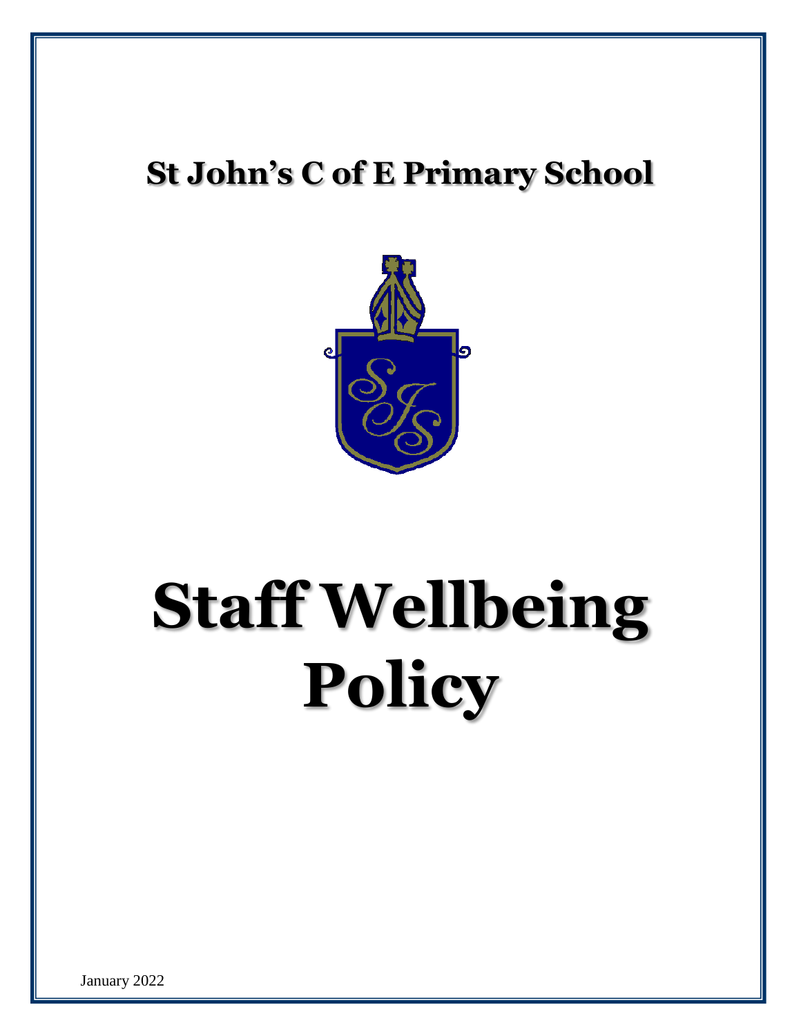# St John's C of E Primary School

# Staff Wellbeing Policy

January 2022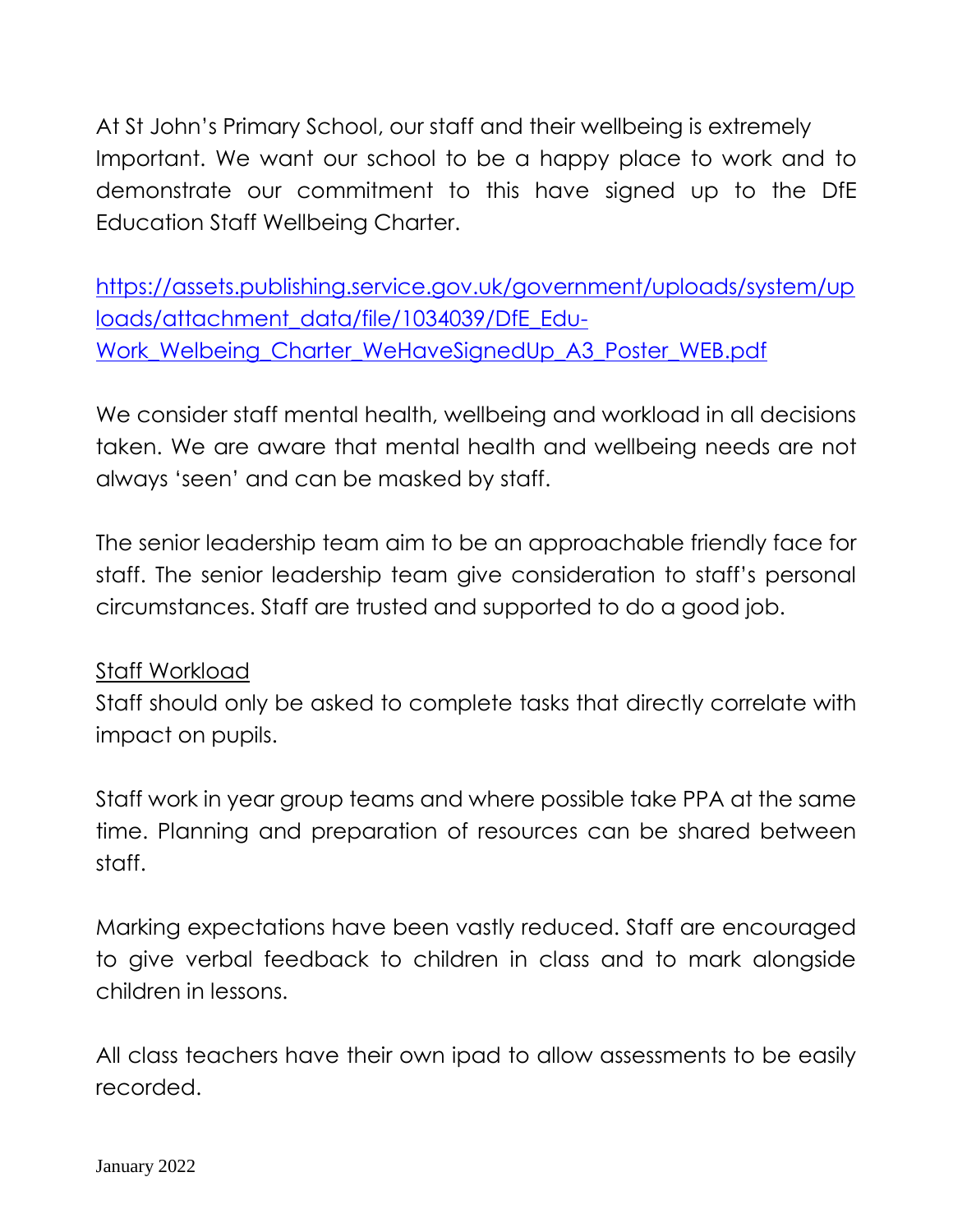At St John's Primary School, our staff and their wellbeing is extremely Important. We want our school to be a happy place to work and to demonstrate our commitment to this have signed up to the DfE Education Staff Wellbeing Charter.

[https://assets.publishing.service.gov.uk/government/uploads/system/uploads/attachment_data/file/1034039/DfE_Edu-Work_Welbeing_Charter_WeHaveSignedUp_A3_Poster_WEB.pdf](https://assets.publishing.service.gov.uk/government/uploads/system/uploads/attachment_data/file/1034039/DfE_Edu-Work_Welbeing_Charter_WeHaveSignedUp_A3_Poster_WEB.pdf)

We consider staff mental health, wellbeing and workload in all decisions taken. We are aware that mental health and wellbeing needs are not always 'seen' and can be masked by staff.

The senior leadership team aim to be an approachable friendly face for staff. The senior leadership team give consideration to staff's personal circumstances. Staff are trusted and supported to do a good job.

## Staff Workload

Staff should only be asked to complete tasks that directly correlate with impact on pupils.

Staff work in year group teams and where possible take PPA at the same time. Planning and preparation of resources can be shared between staff.

Marking expectations have been vastly reduced. Staff are encouraged to give verbal feedback to children in class and to mark alongside children in lessons.

All class teachers have their own ipad to allow assessments to be easily recorded.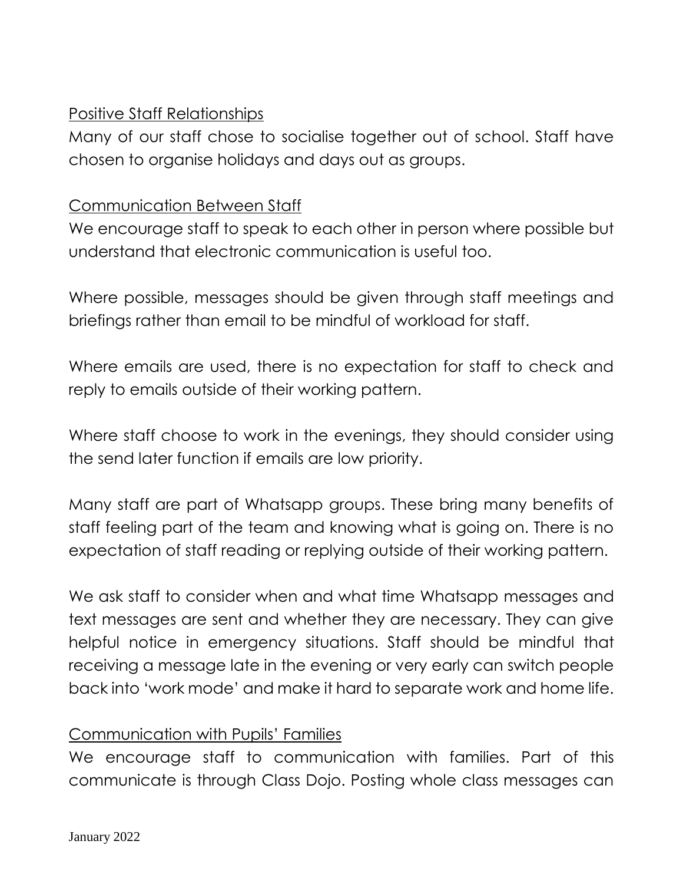## Positive Staff Relationships

Many of our staff chose to socialise together out of school. Staff have chosen to organise holidays and days out as groups.

## Communication Between Staff

We encourage staff to speak to each other in person where possible but understand that electronic communication is useful too.

Where possible, messages should be given through staff meetings and briefings rather than email to be mindful of workload for staff.

Where emails are used, there is no expectation for staff to check and reply to emails outside of their working pattern.

Where staff choose to work in the evenings, they should consider using the send later function if emails are low priority.

Many staff are part of Whatsapp groups. These bring many benefits of staff feeling part of the team and knowing what is going on. There is no expectation of staff reading or replying outside of their working pattern.

We ask staff to consider when and what time Whatsapp messages and text messages are sent and whether they are necessary. They can give helpful notice in emergency situations. Staff should be mindful that receiving a message late in the evening or very early can switch people back into 'work mode' and make it hard to separate work and home life.

## Communication with Pupils' Families

We encourage staff to communication with families. Part of this communicate is through Class Dojo. Posting whole class messages can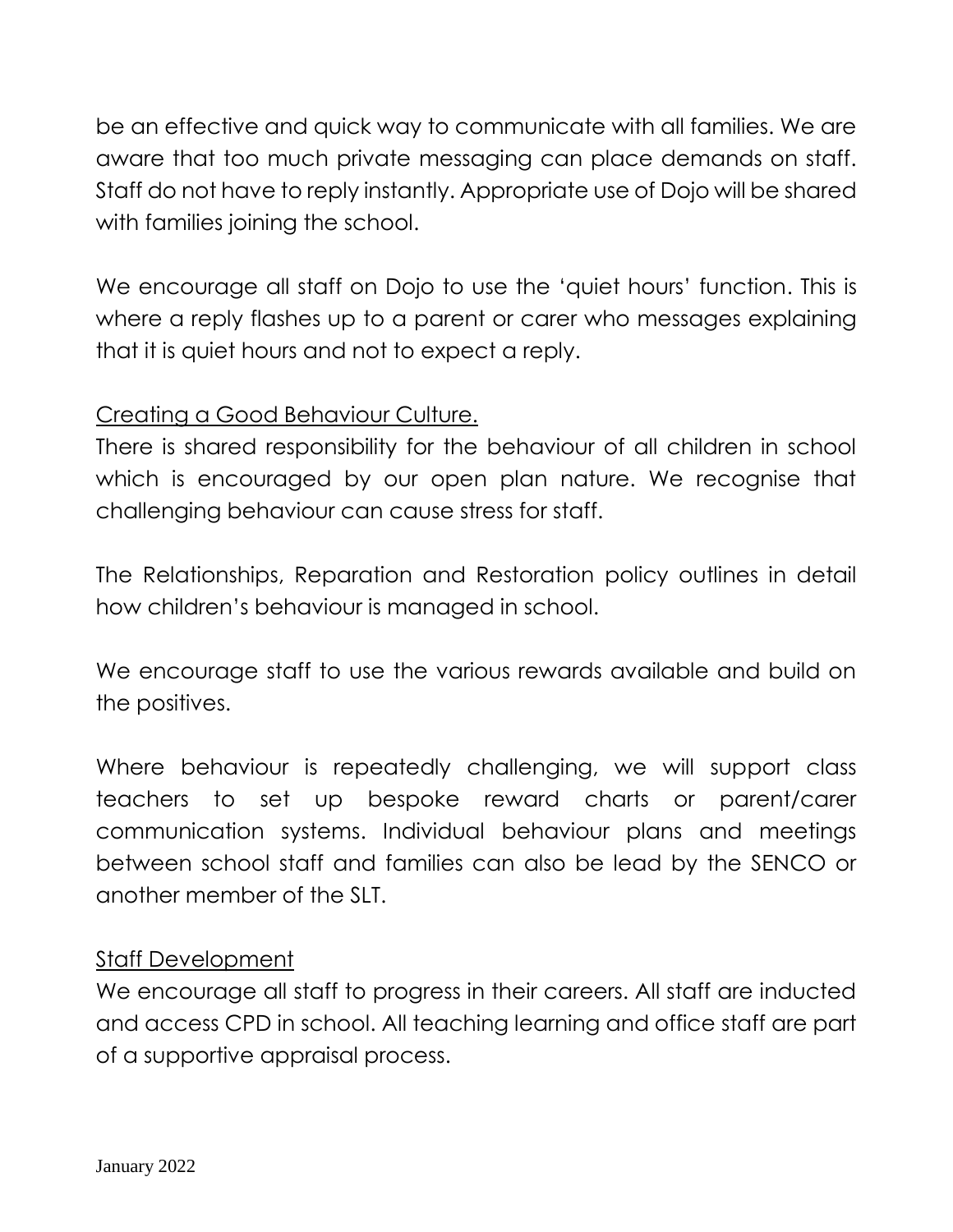be an effective and quick way to communicate with all families. We are aware that too much private messaging can place demands on staff. Staff do not have to reply instantly. Appropriate use of Dojo will be shared with families joining the school.

We encourage all staff on Dojo to use the 'quiet hours' function. This is where a reply flashes up to a parent or carer who messages explaining that it is quiet hours and not to expect a reply.

## Creating a Good Behaviour Culture.

There is shared responsibility for the behaviour of all children in school which is encouraged by our open plan nature. We recognise that challenging behaviour can cause stress for staff.

The Relationships, Reparation and Restoration policy outlines in detail how children's behaviour is managed in school.

We encourage staff to use the various rewards available and build on the positives.

Where behaviour is repeatedly challenging, we will support class teachers to set up bespoke reward charts or parent/carer communication systems. Individual behaviour plans and meetings between school staff and families can also be lead by the SENCO or another member of the SLT.

## Staff Development

We encourage all staff to progress in their careers. All staff are inducted and access CPD in school. All teaching learning and office staff are part of a supportive appraisal process.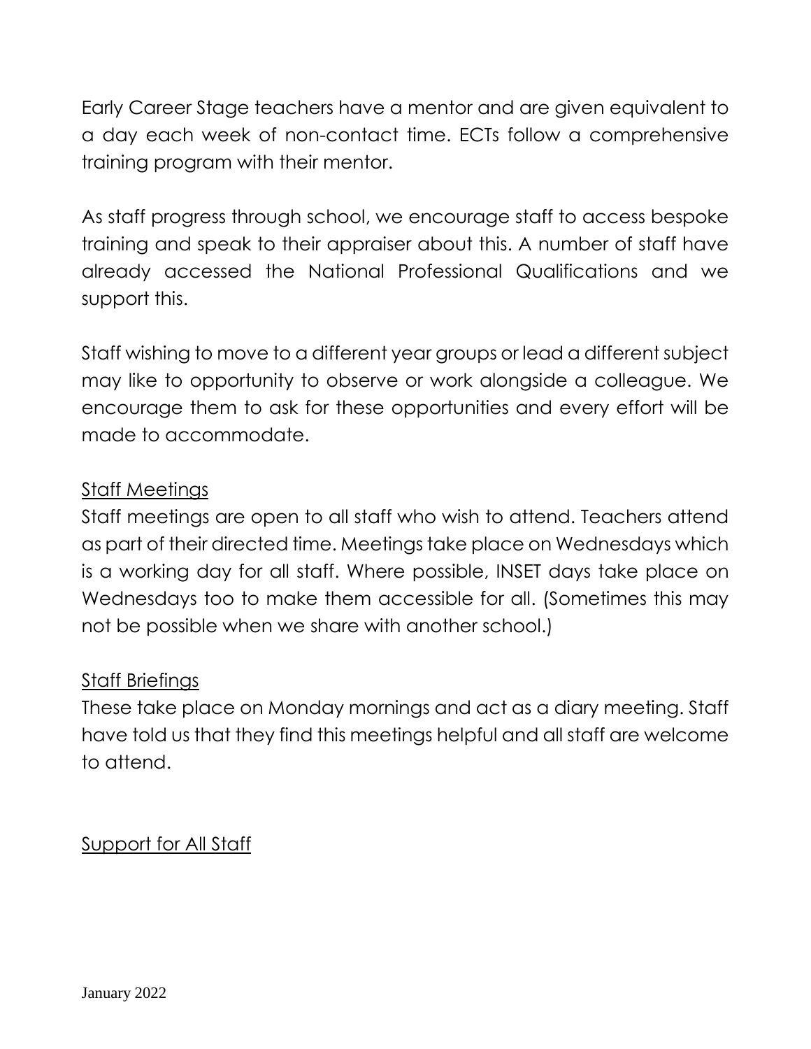Early Career Stage teachers have a mentor and are given equivalent to a day each week of non-contact time. ECTs follow a comprehensive training program with their mentor.

As staff progress through school, we encourage staff to access bespoke training and speak to their appraiser about this. A number of staff have already accessed the National Professional Qualifications and we support this.

Staff wishing to move to a different year groups or lead a different subject may like to opportunity to observe or work alongside a colleague. We encourage them to ask for these opportunities and every effort will be made to accommodate.

## Staff Meetings

Staff meetings are open to all staff who wish to attend. Teachers attend as part of their directed time. Meetings take place on Wednesdays which is a working day for all staff. Where possible, INSET days take place on Wednesdays too to make them accessible for all. (Sometimes this may not be possible when we share with another school.)

## Staff Briefings

These take place on Monday mornings and act as a diary meeting. Staff have told us that they find this meetings helpful and all staff are welcome to attend.

## Support for All Staff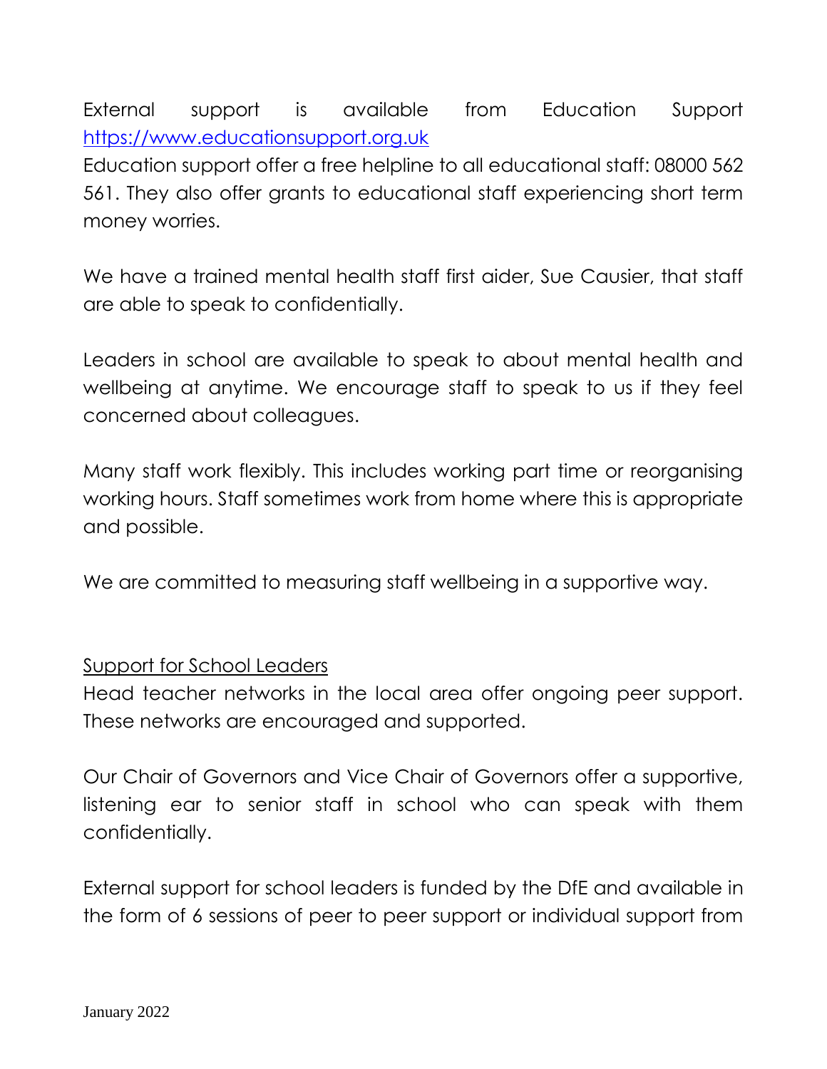External support is available from Education Support https://www.educationsupport.org.uk

Education support offer a free helpline to all educational staff: 08000 562 561. They also offer grants to educational staff experiencing short term money worries.

We have a trained mental health staff first aider, Sue Causier, that staff are able to speak to confidentially.

Leaders in school are available to speak to about mental health and wellbeing at anytime. We encourage staff to speak to us if they feel concerned about colleagues.

Many staff work flexibly. This includes working part time or reorganising working hours. Staff sometimes work from home where this is appropriate and possible.

We are committed to measuring staff wellbeing in a supportive way.

Support for School Leaders

Head teacher networks in the local area offer ongoing peer support. These networks are encouraged and supported.

Our Chair of Governors and Vice Chair of Governors offer a supportive, listening ear to senior staff in school who can speak with them confidentially.

External support for school leaders is funded by the DfE and available in the form of 6 sessions of peer to peer support or individual support from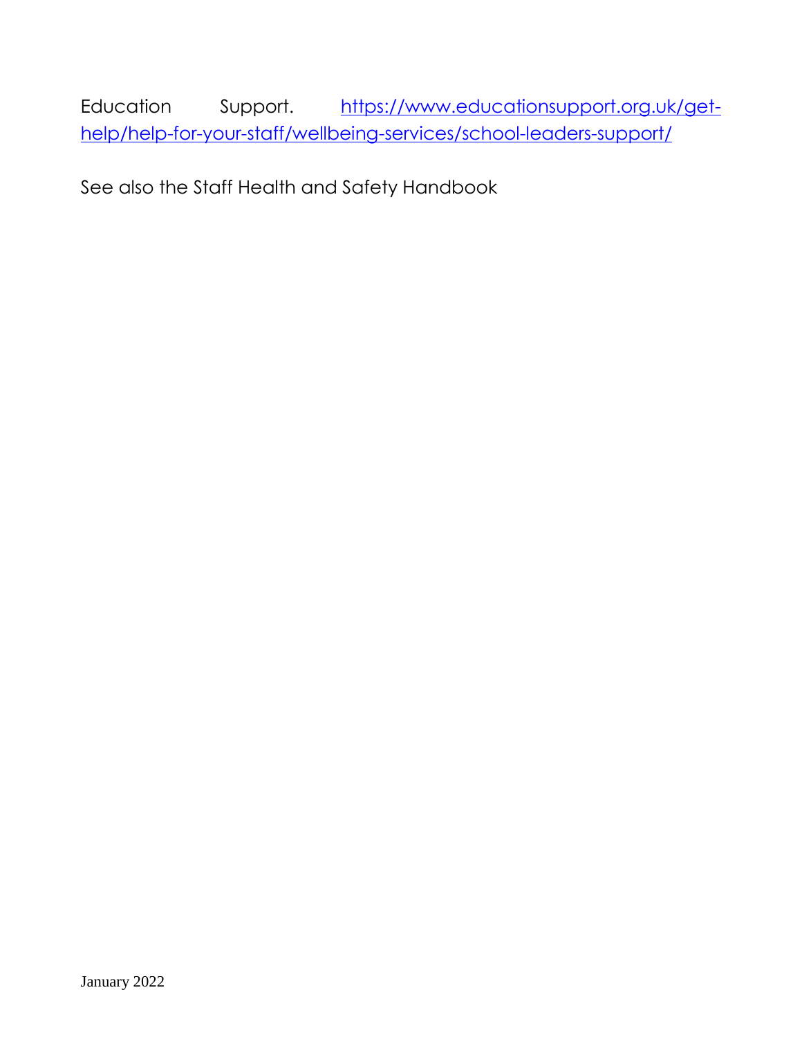Education Support. https://www.educationsupport.org.uk/get-help/help-for-your-staff/wellbeing-services/school-leaders-support/

See also the Staff Health and Safety Handbook

January 2022